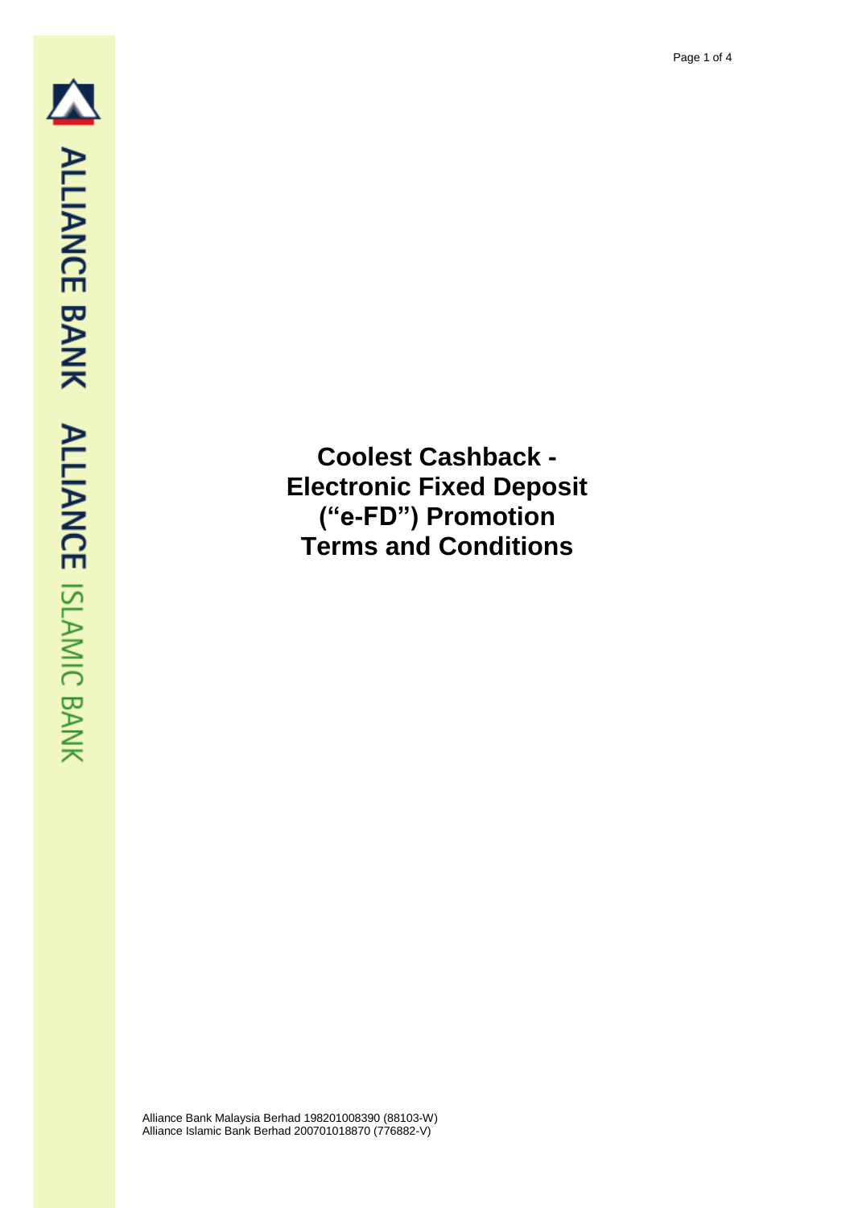# Coolest Cashback - Electronic Fixed Deposit ("e-FD") Promotion Terms and Conditions

Alliance Bank Malaysia Berhad 198201008390 (88103-W)
Alliance Islamic Bank Berhad 200701018870 (776882-V)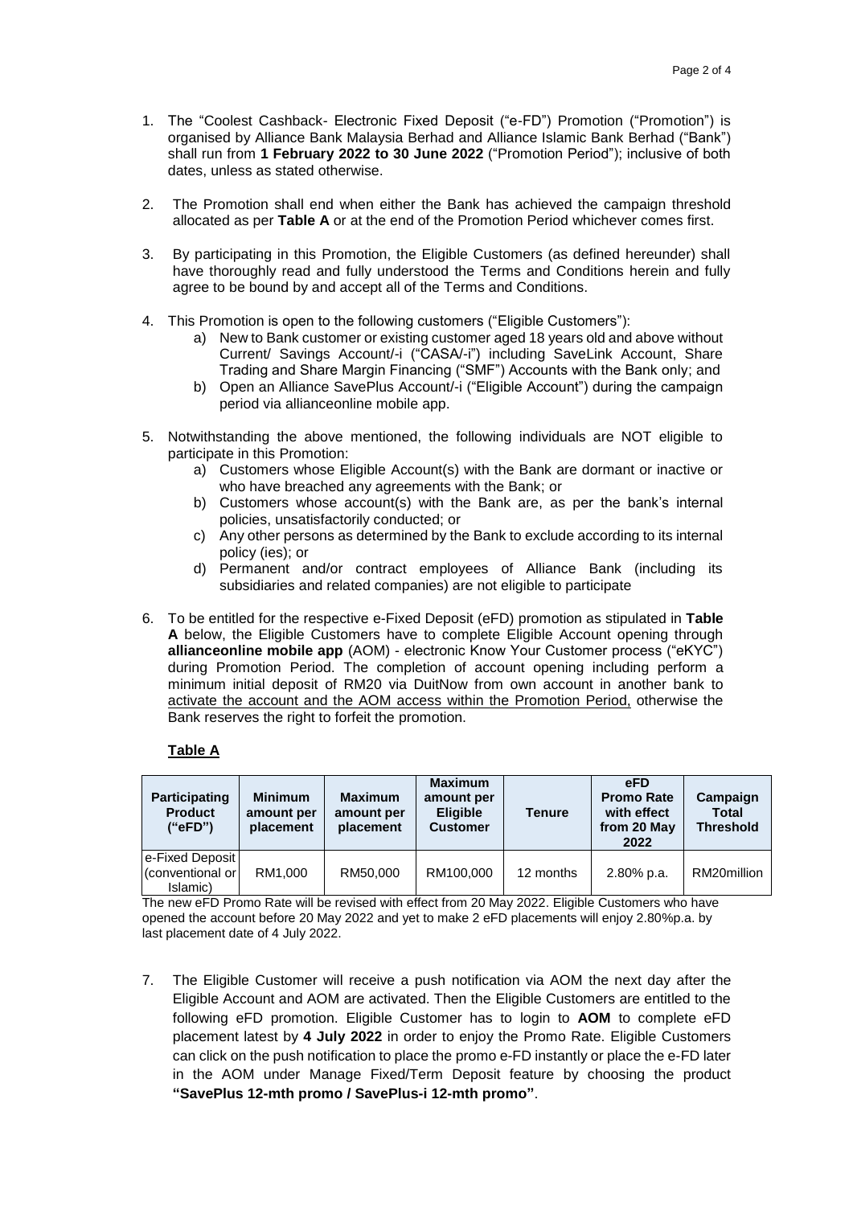1. The "Coolest Cashback- Electronic Fixed Deposit ("e-FD") Promotion ("Promotion") is organised by Alliance Bank Malaysia Berhad and Alliance Islamic Bank Berhad ("Bank") shall run from **1 February 2022 to 30 June 2022** ("Promotion Period"); inclusive of both dates, unless as stated otherwise.

2. The Promotion shall end when either the Bank has achieved the campaign threshold allocated as per **Table A** or at the end of the Promotion Period whichever comes first.

3. By participating in this Promotion, the Eligible Customers (as defined hereunder) shall have thoroughly read and fully understood the Terms and Conditions herein and fully agree to be bound by and accept all of the Terms and Conditions.

4. This Promotion is open to the following customers ("Eligible Customers"):
   a) New to Bank customer or existing customer aged 18 years old and above without Current/ Savings Account/-i ("CASA/-i") including SaveLink Account, Share Trading and Share Margin Financing ("SMF") Accounts with the Bank only; and
   b) Open an Alliance SavePlus Account/-i ("Eligible Account") during the campaign period via allianceonline mobile app.

5. Notwithstanding the above mentioned, the following individuals are NOT eligible to participate in this Promotion:
   a) Customers whose Eligible Account(s) with the Bank are dormant or inactive or who have breached any agreements with the Bank; or
   b) Customers whose account(s) with the Bank are, as per the bank's internal policies, unsatisfactorily conducted; or
   c) Any other persons as determined by the Bank to exclude according to its internal policy (ies); or
   d) Permanent and/or contract employees of Alliance Bank (including its subsidiaries and related companies) are not eligible to participate

6. To be entitled for the respective e-Fixed Deposit (eFD) promotion as stipulated in **Table A** below, the Eligible Customers have to complete Eligible Account opening through **allianceonline mobile app** (AOM) - electronic Know Your Customer process ("eKYC") during Promotion Period. The completion of account opening including perform a minimum initial deposit of RM20 via DuitNow from own account in another bank to activate the account and the AOM access within the Promotion Period, otherwise the Bank reserves the right to forfeit the promotion.

**Table A**

| Participating Product ("eFD") | Minimum amount per placement | Maximum amount per placement | Maximum amount per Eligible Customer | Tenure | eFD Promo Rate with effect from 20 May 2022 | Campaign Total Threshold |
|---|---|---|---|---|---|---|
| e-Fixed Deposit (conventional or Islamic) | RM1,000 | RM50,000 | RM100,000 | 12 months | 2.80% p.a. | RM20million |

The new eFD Promo Rate will be revised with effect from 20 May 2022. Eligible Customers who have opened the account before 20 May 2022 and yet to make 2 eFD placements will enjoy 2.80%p.a. by last placement date of 4 July 2022.

7. The Eligible Customer will receive a push notification via AOM the next day after the Eligible Account and AOM are activated. Then the Eligible Customers are entitled to the following eFD promotion. Eligible Customer has to login to **AOM** to complete eFD placement latest by **4 July 2022** in order to enjoy the Promo Rate. Eligible Customers can click on the push notification to place the promo e-FD instantly or place the e-FD later in the AOM under Manage Fixed/Term Deposit feature by choosing the product **"SavePlus 12-mth promo / SavePlus-i 12-mth promo"**.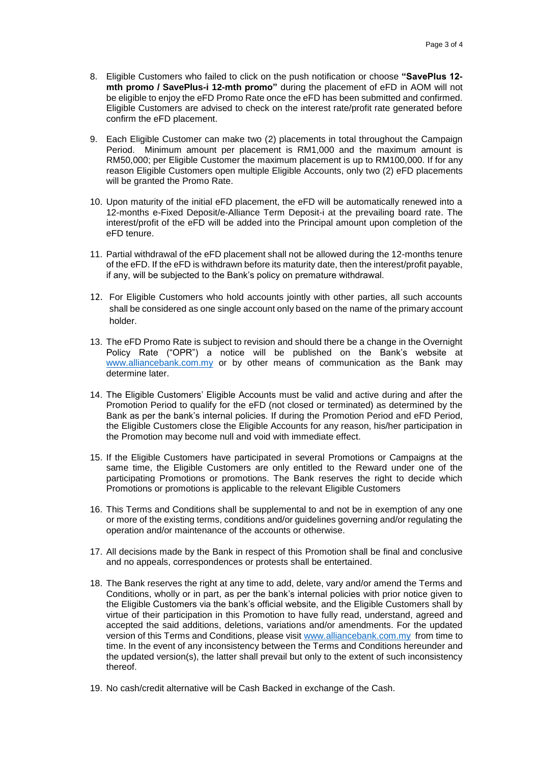8. Eligible Customers who failed to click on the push notification or choose **"SavePlus 12-mth promo / SavePlus-i 12-mth promo"** during the placement of eFD in AOM will not be eligible to enjoy the eFD Promo Rate once the eFD has been submitted and confirmed. Eligible Customers are advised to check on the interest rate/profit rate generated before confirm the eFD placement.

9. Each Eligible Customer can make two (2) placements in total throughout the Campaign Period. Minimum amount per placement is RM1,000 and the maximum amount is RM50,000; per Eligible Customer the maximum placement is up to RM100,000. If for any reason Eligible Customers open multiple Eligible Accounts, only two (2) eFD placements will be granted the Promo Rate.

10. Upon maturity of the initial eFD placement, the eFD will be automatically renewed into a 12-months e-Fixed Deposit/e-Alliance Term Deposit-i at the prevailing board rate. The interest/profit of the eFD will be added into the Principal amount upon completion of the eFD tenure.

11. Partial withdrawal of the eFD placement shall not be allowed during the 12-months tenure of the eFD. If the eFD is withdrawn before its maturity date, then the interest/profit payable, if any, will be subjected to the Bank's policy on premature withdrawal.

12. For Eligible Customers who hold accounts jointly with other parties, all such accounts shall be considered as one single account only based on the name of the primary account holder.

13. The eFD Promo Rate is subject to revision and should there be a change in the Overnight Policy Rate ("OPR") a notice will be published on the Bank's website at [www.alliancebank.com.my](http://www.alliancebank.com.my) or by other means of communication as the Bank may determine later.

14. The Eligible Customers' Eligible Accounts must be valid and active during and after the Promotion Period to qualify for the eFD (not closed or terminated) as determined by the Bank as per the bank's internal policies. If during the Promotion Period and eFD Period, the Eligible Customers close the Eligible Accounts for any reason, his/her participation in the Promotion may become null and void with immediate effect.

15. If the Eligible Customers have participated in several Promotions or Campaigns at the same time, the Eligible Customers are only entitled to the Reward under one of the participating Promotions or promotions. The Bank reserves the right to decide which Promotions or promotions is applicable to the relevant Eligible Customers

16. This Terms and Conditions shall be supplemental to and not be in exemption of any one or more of the existing terms, conditions and/or guidelines governing and/or regulating the operation and/or maintenance of the accounts or otherwise.

17. All decisions made by the Bank in respect of this Promotion shall be final and conclusive and no appeals, correspondences or protests shall be entertained.

18. The Bank reserves the right at any time to add, delete, vary and/or amend the Terms and Conditions, wholly or in part, as per the bank's internal policies with prior notice given to the Eligible Customers via the bank's official website, and the Eligible Customers shall by virtue of their participation in this Promotion to have fully read, understand, agreed and accepted the said additions, deletions, variations and/or amendments. For the updated version of this Terms and Conditions, please visit [www.alliancebank.com.my](http://www.alliancebank.com.my) from time to time. In the event of any inconsistency between the Terms and Conditions hereunder and the updated version(s), the latter shall prevail but only to the extent of such inconsistency thereof.

19. No cash/credit alternative will be Cash Backed in exchange of the Cash.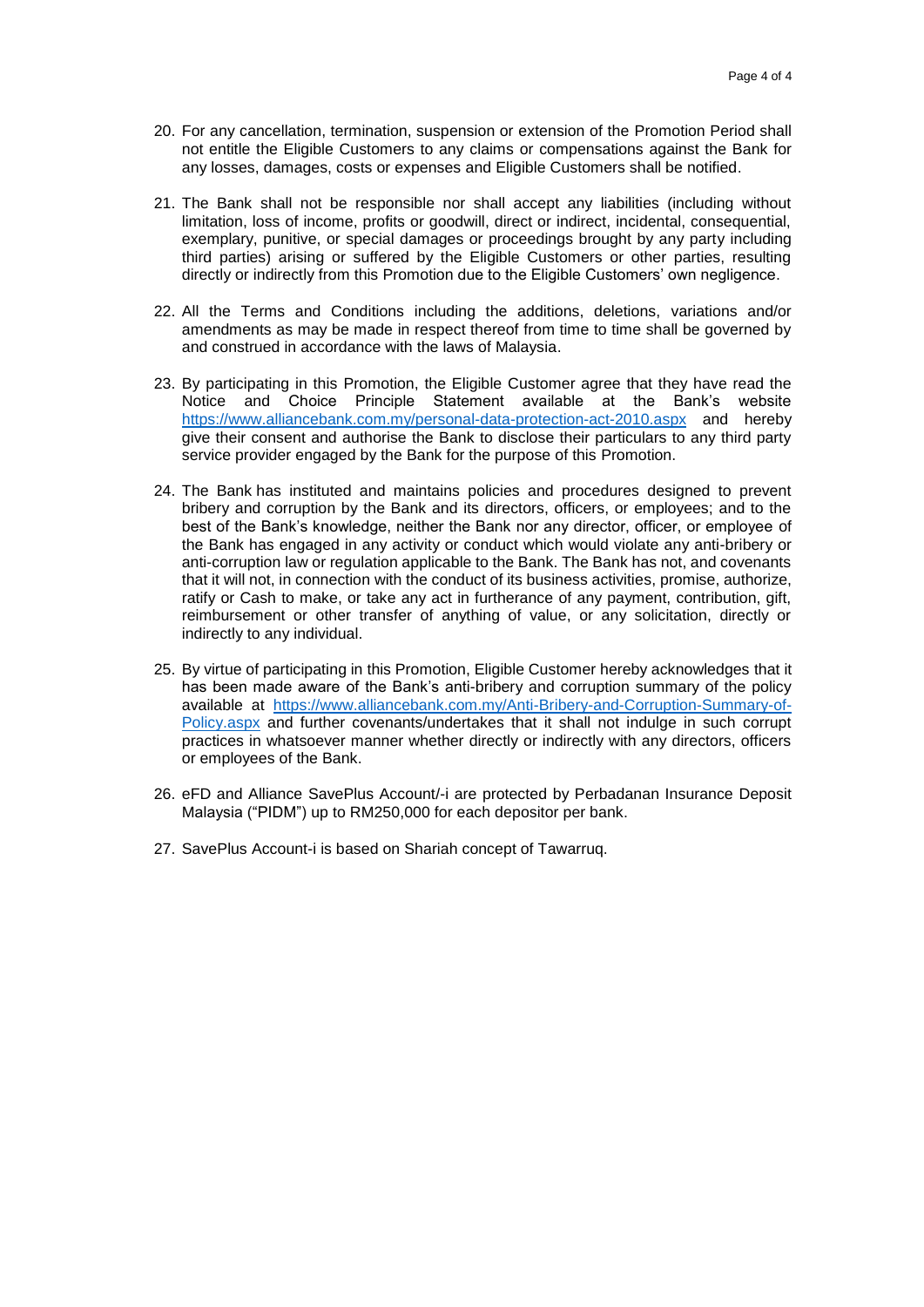20. For any cancellation, termination, suspension or extension of the Promotion Period shall not entitle the Eligible Customers to any claims or compensations against the Bank for any losses, damages, costs or expenses and Eligible Customers shall be notified.

21. The Bank shall not be responsible nor shall accept any liabilities (including without limitation, loss of income, profits or goodwill, direct or indirect, incidental, consequential, exemplary, punitive, or special damages or proceedings brought by any party including third parties) arising or suffered by the Eligible Customers or other parties, resulting directly or indirectly from this Promotion due to the Eligible Customers' own negligence.

22. All the Terms and Conditions including the additions, deletions, variations and/or amendments as may be made in respect thereof from time to time shall be governed by and construed in accordance with the laws of Malaysia.

23. By participating in this Promotion, the Eligible Customer agree that they have read the Notice and Choice Principle Statement available at the Bank's website [https://www.alliancebank.com.my/personal-data-protection-act-2010.aspx](https://www.alliancebank.com.my/personal-data-protection-act-2010.aspx) and hereby give their consent and authorise the Bank to disclose their particulars to any third party service provider engaged by the Bank for the purpose of this Promotion.

24. The Bank has instituted and maintains policies and procedures designed to prevent bribery and corruption by the Bank and its directors, officers, or employees; and to the best of the Bank's knowledge, neither the Bank nor any director, officer, or employee of the Bank has engaged in any activity or conduct which would violate any anti-bribery or anti-corruption law or regulation applicable to the Bank. The Bank has not, and covenants that it will not, in connection with the conduct of its business activities, promise, authorize, ratify or Cash to make, or take any act in furtherance of any payment, contribution, gift, reimbursement or other transfer of anything of value, or any solicitation, directly or indirectly to any individual.

25. By virtue of participating in this Promotion, Eligible Customer hereby acknowledges that it has been made aware of the Bank's anti-bribery and corruption summary of the policy available at [https://www.alliancebank.com.my/Anti-Bribery-and-Corruption-Summary-of-Policy.aspx](https://www.alliancebank.com.my/Anti-Bribery-and-Corruption-Summary-of-Policy.aspx) and further covenants/undertakes that it shall not indulge in such corrupt practices in whatsoever manner whether directly or indirectly with any directors, officers or employees of the Bank.

26. eFD and Alliance SavePlus Account/-i are protected by Perbadanan Insurance Deposit Malaysia ("PIDM") up to RM250,000 for each depositor per bank.

27. SavePlus Account-i is based on Shariah concept of Tawarruq.